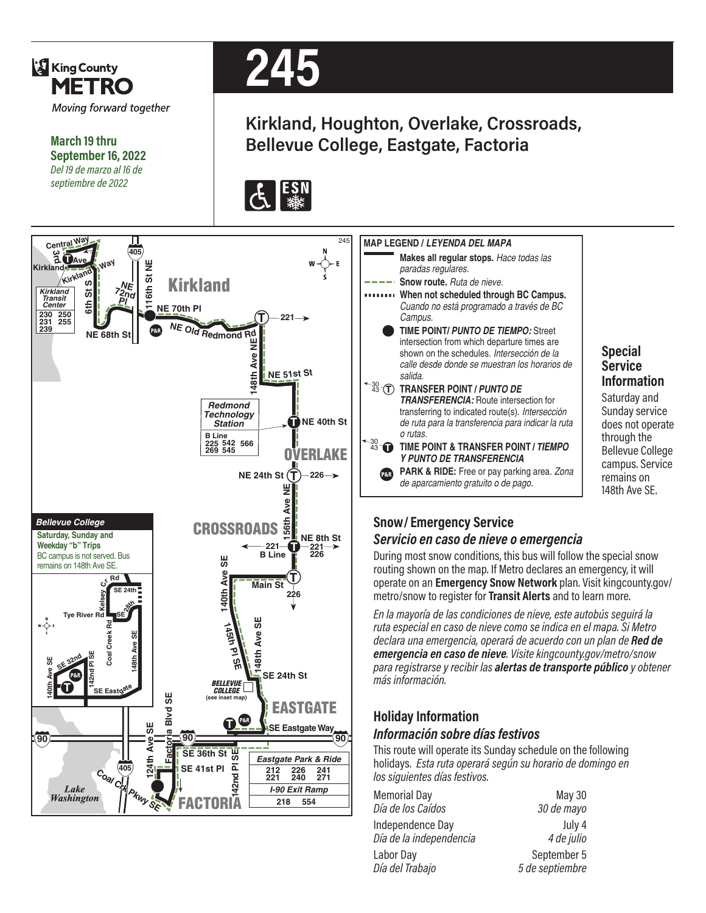King County METRO

*Moving forward together*

**March 19 thru September 16, 2022**
*Del 19 de marzo al 16 de septiembre de 2022*

# 245

## Kirkland, Houghton, Overlake, Crossroads, Bellevue College, Eastgate, Factoria

**MAP LEGEND / *LEYENDA DEL MAPA***

- **Makes all regular stops.** *Hace todas las paradas regulares.*
- **Snow route.** *Ruta de nieve.*
- **When not scheduled through BC Campus.** *Cuando no está programado a través de BC Campus.*
- **TIME POINT/ *PUNTO DE TIEMPO:*** Street intersection from which departure times are shown on the schedules. *Intersección de la calle desde donde se muestran los horarios de salida.*
- **TRANSFER POINT / *PUNTO DE TRANSFERENCIA:*** Route intersection for transferring to indicated route(s). *Intersección de ruta para la transferencia para indicar la ruta o rutas.*
- **TIME POINT & TRANSFER POINT / *TIEMPO Y PUNTO DE TRANSFERENCIA***
- **PARK & RIDE:** Free or pay parking area. *Zona de aparcamiento gratuito o de pago.*

**Bellevue College**
**Saturday, Sunday and Weekday "b" Trips**
BC campus is not served. Bus remains on 148th Ave SE.

Kirkland Transit Center: 230, 250, 231, 255, 239

Redmond Technology Station: B Line, 225, 542, 566, 269, 545

Eastgate Park & Ride: 212, 226, 241, 221, 240, 271

I-90 Exit Ramp: 218, 554

### Special Service Information

Saturday and Sunday service does not operate through the Bellevue College campus. Service remains on 148th Ave SE.

### Snow/ Emergency Service
### *Servicio en caso de nieve o emergencia*

During most snow conditions, this bus will follow the special snow routing shown on the map. If Metro declares an emergency, it will operate on an **Emergency Snow Network** plan. Visit kingcounty.gov/metro/snow to register for **Transit Alerts** and to learn more.

*En la mayoría de las condiciones de nieve, este autobús seguirá la ruta especial en caso de nieve como se indica en el mapa. Si Metro declara una emergencia, operará de acuerdo con un plan de **Red de emergencia en caso de nieve**. Visite kingcounty.gov/metro/snow para registrarse y recibir las **alertas de transporte público** y obtener más información.*

### Holiday Information
### *Información sobre días festivos*

This route will operate its Sunday schedule on the following holidays. *Esta ruta operará según su horario de domingo en los siguientes días festivos.*

| Holiday | Date |
|---|---|
| Memorial Day / *Día de los Caídos* | May 30 / *30 de mayo* |
| Independence Day / *Día de la independencia* | July 4 / *4 de julio* |
| Labor Day / *Día del Trabajo* | September 5 / *5 de septiembre* |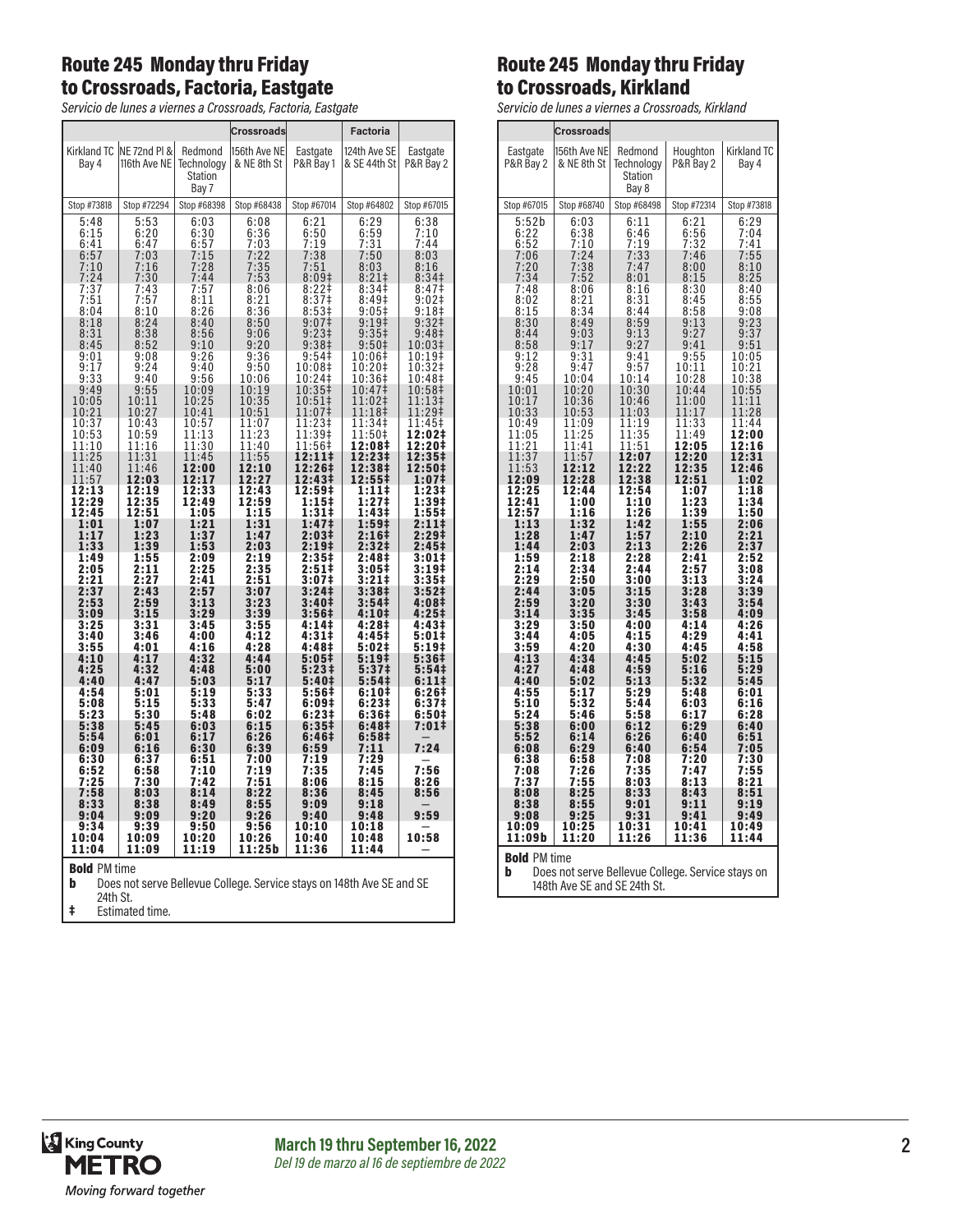## Route 245 Monday thru Friday to Crossroads, Factoria, Eastgate

*Servicio de lunes a viernes a Crossroads, Factoria, Eastgate*

| | | | Crossroads | | Factoria | |
|---|---|---|---|---|---|---|
| Kirkland TC Bay 4 | NE 72nd Pl & 116th Ave NE | Redmond Technology Station Bay 7 | 156th Ave NE & NE 8th St | Eastgate P&R Bay 1 | 124th Ave SE & SE 44th St | Eastgate P&R Bay 2 |
| Stop #73818 | Stop #72294 | Stop #68398 | Stop #68438 | Stop #67014 | Stop #64802 | Stop #67015 |
| 5:48 | 5:53 | 6:03 | 6:08 | 6:21 | 6:29 | 6:38 |
| 6:15 | 6:20 | 6:30 | 6:36 | 6:50 | 6:59 | 7:10 |
| 6:41 | 6:47 | 6:57 | 7:03 | 7:19 | 7:31 | 7:44 |
| 6:57 | 7:03 | 7:15 | 7:22 | 7:38 | 7:50 | 8:03 |
| 7:10 | 7:16 | 7:28 | 7:35 | 7:51 | 8:03 | 8:16 |
| 7:24 | 7:30 | 7:44 | 7:53 | 8:09‡ | 8:21‡ | 8:34‡ |
| 7:37 | 7:43 | 7:57 | 8:06 | 8:22‡ | 8:34‡ | 8:47‡ |
| 7:51 | 7:57 | 8:11 | 8:21 | 8:37‡ | 8:49‡ | 9:02‡ |
| 8:04 | 8:10 | 8:26 | 8:36 | 8:53‡ | 9:05‡ | 9:18‡ |
| 8:18 | 8:24 | 8:40 | 8:50 | 9:07‡ | 9:19‡ | 9:32‡ |
| 8:31 | 8:38 | 8:56 | 9:06 | 9:23‡ | 9:35‡ | 9:48‡ |
| 8:45 | 8:52 | 9:10 | 9:20 | 9:38‡ | 9:50‡ | 10:03‡ |
| 9:01 | 9:08 | 9:26 | 9:36 | 9:54‡ | 10:06‡ | 10:19‡ |
| 9:17 | 9:24 | 9:40 | 9:50 | 10:08‡ | 10:20‡ | 10:32‡ |
| 9:33 | 9:40 | 9:56 | 10:06 | 10:24‡ | 10:36‡ | 10:48‡ |
| 9:49 | 9:55 | 10:09 | 10:19 | 10:35‡ | 10:47‡ | 10:58‡ |
| 10:05 | 10:11 | 10:25 | 10:35 | 10:51‡ | 11:02‡ | 11:13‡ |
| 10:21 | 10:27 | 10:41 | 10:51 | 11:07‡ | 11:18‡ | 11:29‡ |
| 10:37 | 10:43 | 10:57 | 11:07 | 11:23‡ | 11:34‡ | 11:45‡ |
| 10:53 | 10:59 | 11:13 | 11:23 | 11:39‡ | 11:50‡ | **12:02‡** |
| 11:10 | 11:16 | 11:30 | 11:40 | 11:56‡ | **12:08‡** | **12:20‡** |
| 11:25 | 11:31 | 11:45 | 11:55 | **12:11‡** | **12:23‡** | **12:35‡** |
| 11:40 | 11:46 | **12:00** | **12:10** | **12:26‡** | **12:38‡** | **12:50‡** |
| 11:57 | **12:03** | **12:17** | **12:27** | **12:43‡** | **12:55‡** | **1:07‡** |
| **12:13** | **12:19** | **12:33** | **12:43** | **12:59‡** | **1:11‡** | **1:23‡** |
| **12:29** | **12:35** | **12:49** | **12:59** | **1:15‡** | **1:27‡** | **1:39‡** |
| **12:45** | **12:51** | **1:05** | **1:15** | **1:31‡** | **1:43‡** | **1:55‡** |
| **1:01** | **1:07** | **1:21** | **1:31** | **1:47‡** | **1:59‡** | **2:11‡** |
| **1:17** | **1:23** | **1:37** | **1:47** | **2:03‡** | **2:16‡** | **2:29‡** |
| **1:33** | **1:39** | **1:53** | **2:03** | **2:19‡** | **2:32‡** | **2:45‡** |
| **1:49** | **1:55** | **2:09** | **2:19** | **2:35‡** | **2:48‡** | **3:01‡** |
| **2:05** | **2:11** | **2:25** | **2:35** | **2:51‡** | **3:05‡** | **3:19‡** |
| **2:21** | **2:27** | **2:41** | **2:51** | **3:07‡** | **3:21‡** | **3:35‡** |
| **2:37** | **2:43** | **2:57** | **3:07** | **3:24‡** | **3:38‡** | **3:52‡** |
| **2:53** | **2:59** | **3:13** | **3:23** | **3:40‡** | **3:54‡** | **4:08‡** |
| **3:09** | **3:15** | **3:29** | **3:39** | **3:56‡** | **4:10‡** | **4:25‡** |
| **3:25** | **3:31** | **3:45** | **3:55** | **4:14‡** | **4:28‡** | **4:43‡** |
| **3:40** | **3:46** | **4:00** | **4:12** | **4:31‡** | **4:45‡** | **5:01‡** |
| **3:55** | **4:01** | **4:16** | **4:28** | **4:48‡** | **5:02‡** | **5:19‡** |
| **4:10** | **4:17** | **4:32** | **4:44** | **5:05‡** | **5:19‡** | **5:36‡** |
| **4:25** | **4:32** | **4:48** | **5:00** | **5:23‡** | **5:37‡** | **5:54‡** |
| **4:40** | **4:47** | **5:03** | **5:17** | **5:40‡** | **5:54‡** | **6:11‡** |
| **4:54** | **5:01** | **5:19** | **5:33** | **5:56‡** | **6:10‡** | **6:26‡** |
| **5:08** | **5:15** | **5:33** | **5:47** | **6:09‡** | **6:23‡** | **6:37‡** |
| **5:23** | **5:30** | **5:48** | **6:02** | **6:23‡** | **6:36‡** | **6:50‡** |
| **5:38** | **5:45** | **6:03** | **6:15** | **6:35‡** | **6:48‡** | **7:01‡** |
| **5:54** | **6:01** | **6:17** | **6:26** | **6:46‡** | **6:58‡** | — |
| **6:09** | **6:16** | **6:30** | **6:39** | **6:59** | **7:11** | **7:24** |
| **6:30** | **6:37** | **6:51** | **7:00** | **7:19** | **7:29** | — |
| **6:52** | **6:58** | **7:10** | **7:19** | **7:35** | **7:45** | **7:56** |
| **7:25** | **7:30** | **7:42** | **7:51** | **8:06** | **8:15** | **8:26** |
| **7:58** | **8:03** | **8:14** | **8:22** | **8:36** | **8:45** | **8:56** |
| **8:33** | **8:38** | **8:49** | **8:55** | **9:09** | **9:18** | — |
| **9:04** | **9:09** | **9:20** | **9:26** | **9:40** | **9:48** | **9:59** |
| **9:34** | **9:39** | **9:50** | **9:56** | **10:10** | **10:18** | — |
| **10:04** | **10:09** | **10:20** | **10:26** | **10:40** | **10:48** | **10:58** |
| **11:04** | **11:09** | **11:19** | **11:25b** | **11:36** | **11:44** | — |

**Bold** PM time

**b** Does not serve Bellevue College. Service stays on 148th Ave SE and SE 24th St.

**‡** Estimated time.

## Route 245 Monday thru Friday to Crossroads, Kirkland

*Servicio de lunes a viernes a Crossroads, Kirkland*

| | Crossroads | | | |
|---|---|---|---|---|
| Eastgate P&R Bay 2 | 156th Ave NE & NE 8th St | Redmond Technology Station Bay 8 | Houghton P&R Bay 2 | Kirkland TC Bay 4 |
| Stop #67015 | Stop #68740 | Stop #68498 | Stop #72314 | Stop #73818 |
| 5:52b | 6:03 | 6:11 | 6:21 | 6:29 |
| 6:22 | 6:38 | 6:46 | 6:56 | 7:04 |
| 6:52 | 7:10 | 7:19 | 7:32 | 7:41 |
| 7:06 | 7:24 | 7:33 | 7:46 | 7:55 |
| 7:20 | 7:38 | 7:47 | 8:00 | 8:10 |
| 7:34 | 7:52 | 8:01 | 8:15 | 8:25 |
| 7:48 | 8:06 | 8:16 | 8:30 | 8:40 |
| 8:02 | 8:21 | 8:31 | 8:45 | 8:55 |
| 8:15 | 8:34 | 8:44 | 8:58 | 9:08 |
| 8:30 | 8:49 | 8:59 | 9:13 | 9:23 |
| 8:44 | 9:03 | 9:13 | 9:27 | 9:37 |
| 8:58 | 9:17 | 9:27 | 9:41 | 9:51 |
| 9:12 | 9:31 | 9:41 | 9:55 | 10:05 |
| 9:28 | 9:47 | 9:57 | 10:11 | 10:21 |
| 9:45 | 10:04 | 10:14 | 10:28 | 10:38 |
| 10:01 | 10:20 | 10:30 | 10:44 | 10:55 |
| 10:17 | 10:36 | 10:46 | 11:00 | 11:11 |
| 10:33 | 10:53 | 11:03 | 11:17 | 11:28 |
| 10:49 | 11:09 | 11:19 | 11:33 | 11:44 |
| 11:05 | 11:25 | 11:35 | 11:49 | **12:00** |
| 11:21 | 11:41 | 11:51 | **12:05** | **12:16** |
| 11:37 | 11:57 | **12:07** | **12:20** | **12:31** |
| 11:53 | **12:12** | **12:22** | **12:35** | **12:46** |
| **12:09** | **12:28** | **12:38** | **12:51** | **1:02** |
| **12:25** | **12:44** | **12:54** | **1:07** | **1:18** |
| **12:41** | **1:00** | **1:10** | **1:23** | **1:34** |
| **12:57** | **1:16** | **1:26** | **1:39** | **1:50** |
| **1:13** | **1:32** | **1:42** | **1:55** | **2:06** |
| **1:28** | **1:47** | **1:57** | **2:10** | **2:21** |
| **1:44** | **2:03** | **2:13** | **2:26** | **2:37** |
| **1:59** | **2:18** | **2:28** | **2:41** | **2:52** |
| **2:14** | **2:34** | **2:44** | **2:57** | **3:08** |
| **2:29** | **2:50** | **3:00** | **3:13** | **3:24** |
| **2:44** | **3:05** | **3:15** | **3:28** | **3:39** |
| **2:59** | **3:20** | **3:30** | **3:43** | **3:54** |
| **3:14** | **3:35** | **3:45** | **3:58** | **4:09** |
| **3:29** | **3:50** | **4:00** | **4:14** | **4:26** |
| **3:44** | **4:05** | **4:15** | **4:29** | **4:41** |
| **3:59** | **4:20** | **4:30** | **4:45** | **4:58** |
| **4:13** | **4:34** | **4:45** | **5:02** | **5:15** |
| **4:27** | **4:48** | **4:59** | **5:16** | **5:29** |
| **4:40** | **5:02** | **5:13** | **5:32** | **5:45** |
| **4:55** | **5:17** | **5:29** | **5:48** | **6:01** |
| **5:10** | **5:32** | **5:44** | **6:03** | **6:16** |
| **5:24** | **5:46** | **5:58** | **6:17** | **6:28** |
| **5:38** | **6:00** | **6:12** | **6:29** | **6:40** |
| **5:52** | **6:14** | **6:26** | **6:40** | **6:51** |
| **6:08** | **6:29** | **6:40** | **6:54** | **7:05** |
| **6:38** | **6:58** | **7:08** | **7:20** | **7:30** |
| **7:08** | **7:26** | **7:35** | **7:47** | **7:55** |
| **7:37** | **7:55** | **8:03** | **8:13** | **8:21** |
| **8:08** | **8:25** | **8:33** | **8:43** | **8:51** |
| **8:38** | **8:55** | **9:01** | **9:11** | **9:19** |
| **9:08** | **9:25** | **9:31** | **9:41** | **9:49** |
| **10:09** | **10:25** | **10:31** | **10:41** | **10:49** |
| **11:09b** | **11:20** | **11:26** | **11:36** | **11:44** |

**Bold** PM time

**b** Does not serve Bellevue College. Service stays on 148th Ave SE and SE 24th St.

King County METRO
*Moving forward together*

**March 19 thru September 16, 2022**
*Del 19 de marzo al 16 de septiembre de 2022*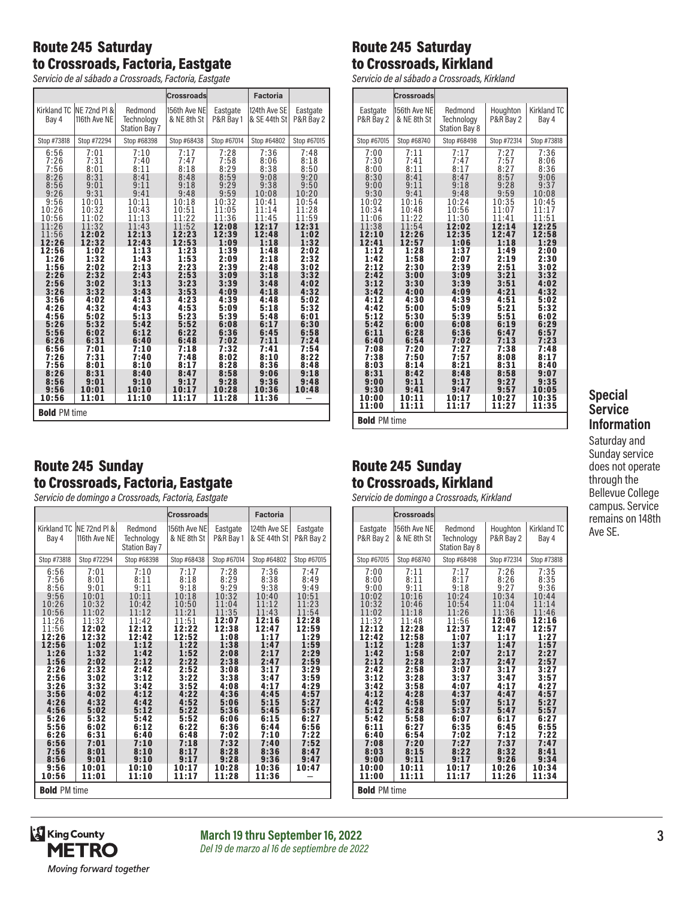## Route 245 Saturday to Crossroads, Factoria, Eastgate

*Servicio de al sábado a Crossroads, Factoria, Eastgate*

| | | | Crossroads | | Factoria | |
|---|---|---|---|---|---|---|
| Kirkland TC Bay 4 | NE 72nd Pl & 116th Ave NE | Redmond Technology Station Bay 7 | 156th Ave NE & NE 8th St | Eastgate P&R Bay 1 | 124th Ave SE & SE 44th St | Eastgate P&R Bay 2 |
| Stop #73818 | Stop #72294 | Stop #68398 | Stop #68438 | Stop #67014 | Stop #64802 | Stop #67015 |
| 6:56 | 7:01 | 7:10 | 7:17 | 7:28 | 7:36 | 7:48 |
| 7:26 | 7:31 | 7:40 | 7:47 | 7:58 | 8:06 | 8:18 |
| 7:56 | 8:01 | 8:11 | 8:18 | 8:29 | 8:38 | 8:50 |
| 8:26 | 8:31 | 8:41 | 8:48 | 8:59 | 9:08 | 9:20 |
| 8:56 | 9:01 | 9:11 | 9:18 | 9:29 | 9:38 | 9:50 |
| 9:26 | 9:31 | 9:41 | 9:48 | 9:59 | 10:08 | 10:20 |
| 9:56 | 10:01 | 10:11 | 10:18 | 10:32 | 10:41 | 10:54 |
| 10:26 | 10:32 | 10:43 | 10:51 | 11:05 | 11:14 | 11:28 |
| 10:56 | 11:02 | 11:13 | 11:22 | 11:36 | 11:45 | 11:59 |
| 11:26 | 11:32 | 11:43 | 11:52 | **12:08** | **12:17** | **12:31** |
| 11:56 | **12:02** | **12:13** | **12:23** | **12:39** | **12:48** | **1:02** |
| **12:26** | **12:32** | **12:43** | **12:53** | **1:09** | **1:18** | **1:32** |
| **12:56** | **1:02** | **1:13** | **1:23** | **1:39** | **1:48** | **2:02** |
| **1:26** | **1:32** | **1:43** | **1:53** | **2:09** | **2:18** | **2:32** |
| **1:56** | **2:02** | **2:13** | **2:23** | **2:39** | **2:48** | **3:02** |
| **2:26** | **2:32** | **2:43** | **2:53** | **3:09** | **3:18** | **3:32** |
| **2:56** | **3:02** | **3:13** | **3:23** | **3:39** | **3:48** | **4:02** |
| **3:26** | **3:32** | **3:43** | **3:53** | **4:09** | **4:18** | **4:32** |
| **3:56** | **4:02** | **4:13** | **4:23** | **4:39** | **4:48** | **5:02** |
| **4:26** | **4:32** | **4:43** | **4:53** | **5:09** | **5:18** | **5:32** |
| **4:56** | **5:02** | **5:13** | **5:23** | **5:39** | **5:48** | **6:01** |
| **5:26** | **5:32** | **5:42** | **5:52** | **6:08** | **6:17** | **6:30** |
| **5:56** | **6:02** | **6:12** | **6:22** | **6:36** | **6:45** | **6:58** |
| **6:26** | **6:31** | **6:40** | **6:48** | **7:02** | **7:11** | **7:24** |
| **6:56** | **7:01** | **7:10** | **7:18** | **7:32** | **7:41** | **7:54** |
| **7:26** | **7:31** | **7:40** | **7:48** | **8:02** | **8:10** | **8:22** |
| **7:56** | **8:01** | **8:10** | **8:17** | **8:28** | **8:36** | **8:48** |
| **8:26** | **8:31** | **8:40** | **8:47** | **8:58** | **9:06** | **9:18** |
| **8:56** | **9:01** | **9:10** | **9:17** | **9:28** | **9:36** | **9:48** |
| **9:56** | **10:01** | **10:10** | **10:17** | **10:28** | **10:36** | **10:48** |
| **10:56** | **11:01** | **11:10** | **11:17** | **11:28** | **11:36** | — |

**Bold** PM time

## Route 245 Saturday to Crossroads, Kirkland

*Servicio de al sábado a Crossroads, Kirkland*

| | Crossroads | | | |
|---|---|---|---|---|
| Eastgate P&R Bay 2 | 156th Ave NE & NE 8th St | Redmond Technology Station Bay 8 | Houghton P&R Bay 2 | Kirkland TC Bay 4 |
| Stop #67015 | Stop #68740 | Stop #68498 | Stop #72314 | Stop #73818 |
| 7:00 | 7:11 | 7:17 | 7:27 | 7:36 |
| 7:30 | 7:41 | 7:47 | 7:57 | 8:06 |
| 8:00 | 8:11 | 8:17 | 8:27 | 8:36 |
| 8:30 | 8:41 | 8:47 | 8:57 | 9:06 |
| 9:00 | 9:11 | 9:18 | 9:28 | 9:37 |
| 9:30 | 9:41 | 9:48 | 9:59 | 10:08 |
| 10:02 | 10:16 | 10:24 | 10:35 | 10:45 |
| 10:34 | 10:48 | 10:56 | 11:07 | 11:17 |
| 11:06 | 11:22 | 11:30 | 11:41 | 11:51 |
| 11:38 | 11:54 | **12:02** | **12:14** | **12:25** |
| **12:10** | **12:26** | **12:35** | **12:47** | **12:58** |
| **12:41** | **12:57** | **1:06** | **1:18** | **1:29** |
| **1:12** | **1:28** | **1:37** | **1:49** | **2:00** |
| **1:42** | **1:58** | **2:07** | **2:19** | **2:30** |
| **2:12** | **2:30** | **2:39** | **2:51** | **3:02** |
| **2:42** | **3:00** | **3:09** | **3:21** | **3:32** |
| **3:12** | **3:30** | **3:39** | **3:51** | **4:02** |
| **3:42** | **4:00** | **4:09** | **4:21** | **4:32** |
| **4:12** | **4:30** | **4:39** | **4:51** | **5:02** |
| **4:42** | **5:00** | **5:09** | **5:21** | **5:32** |
| **5:12** | **5:30** | **5:39** | **5:51** | **6:02** |
| **5:42** | **6:00** | **6:08** | **6:19** | **6:29** |
| **6:11** | **6:28** | **6:36** | **6:47** | **6:57** |
| **6:40** | **6:54** | **7:02** | **7:13** | **7:23** |
| **7:08** | **7:20** | **7:27** | **7:38** | **7:48** |
| **7:38** | **7:50** | **7:57** | **8:08** | **8:17** |
| **8:03** | **8:14** | **8:21** | **8:31** | **8:40** |
| **8:31** | **8:42** | **8:48** | **8:58** | **9:07** |
| **9:00** | **9:11** | **9:17** | **9:27** | **9:35** |
| **9:30** | **9:41** | **9:47** | **9:57** | **10:05** |
| **10:00** | **10:11** | **10:17** | **10:27** | **10:35** |
| **11:00** | **11:11** | **11:17** | **11:27** | **11:35** |

**Bold** PM time

### Special Service Information

Saturday and Sunday service does not operate through the Bellevue College campus. Service remains on 148th Ave SE.

## Route 245 Sunday to Crossroads, Factoria, Eastgate

*Servicio de domingo a Crossroads, Factoria, Eastgate*

| | | | Crossroads | | Factoria | |
|---|---|---|---|---|---|---|
| Kirkland TC Bay 4 | NE 72nd Pl & 116th Ave NE | Redmond Technology Station Bay 7 | 156th Ave NE & NE 8th St | Eastgate P&R Bay 1 | 124th Ave SE & SE 44th St | Eastgate P&R Bay 2 |
| Stop #73818 | Stop #72294 | Stop #68398 | Stop #68438 | Stop #67014 | Stop #64802 | Stop #67015 |
| 6:56 | 7:01 | 7:10 | 7:17 | 7:28 | 7:36 | 7:47 |
| 7:56 | 8:01 | 8:11 | 8:18 | 8:29 | 8:38 | 8:49 |
| 8:56 | 9:01 | 9:11 | 9:18 | 9:29 | 9:38 | 9:49 |
| 9:56 | 10:01 | 10:11 | 10:18 | 10:32 | 10:40 | 10:51 |
| 10:26 | 10:32 | 10:42 | 10:50 | 11:04 | 11:12 | 11:23 |
| 10:56 | 11:02 | 11:12 | 11:21 | 11:35 | 11:43 | 11:54 |
| 11:26 | 11:32 | 11:42 | 11:51 | **12:07** | **12:16** | **12:28** |
| 11:56 | **12:02** | **12:12** | **12:22** | **12:38** | **12:47** | **12:59** |
| **12:26** | **12:32** | **12:42** | **12:52** | **1:08** | **1:17** | **1:29** |
| **12:56** | **1:02** | **1:12** | **1:22** | **1:38** | **1:47** | **1:59** |
| **1:26** | **1:32** | **1:42** | **1:52** | **2:08** | **2:17** | **2:29** |
| **1:56** | **2:02** | **2:12** | **2:22** | **2:38** | **2:47** | **2:59** |
| **2:26** | **2:32** | **2:42** | **2:52** | **3:08** | **3:17** | **3:29** |
| **2:56** | **3:02** | **3:12** | **3:22** | **3:38** | **3:47** | **3:59** |
| **3:26** | **3:32** | **3:42** | **3:52** | **4:08** | **4:17** | **4:29** |
| **3:56** | **4:02** | **4:12** | **4:22** | **4:36** | **4:45** | **4:57** |
| **4:26** | **4:32** | **4:42** | **4:52** | **5:06** | **5:15** | **5:27** |
| **4:56** | **5:02** | **5:12** | **5:22** | **5:36** | **5:45** | **5:57** |
| **5:26** | **5:32** | **5:42** | **5:52** | **6:06** | **6:15** | **6:27** |
| **5:56** | **6:02** | **6:12** | **6:22** | **6:36** | **6:44** | **6:56** |
| **6:26** | **6:31** | **6:40** | **6:48** | **7:02** | **7:10** | **7:22** |
| **6:56** | **7:01** | **7:10** | **7:18** | **7:32** | **7:40** | **7:52** |
| **7:56** | **8:01** | **8:10** | **8:17** | **8:28** | **8:36** | **8:47** |
| **8:56** | **9:01** | **9:10** | **9:17** | **9:28** | **9:36** | **9:47** |
| **9:56** | **10:01** | **10:10** | **10:17** | **10:28** | **10:36** | **10:47** |
| **10:56** | **11:01** | **11:10** | **11:17** | **11:28** | **11:36** | — |

**Bold** PM time

## Route 245 Sunday to Crossroads, Kirkland

*Servicio de domingo a Crossroads, Kirkland*

| | Crossroads | | | |
|---|---|---|---|---|
| Eastgate P&R Bay 2 | 156th Ave NE & NE 8th St | Redmond Technology Station Bay 8 | Houghton P&R Bay 2 | Kirkland TC Bay 4 |
| Stop #67015 | Stop #68740 | Stop #68498 | Stop #72314 | Stop #73818 |
| 7:00 | 7:11 | 7:17 | 7:26 | 7:35 |
| 8:00 | 8:11 | 8:17 | 8:26 | 8:35 |
| 9:00 | 9:11 | 9:18 | 9:27 | 9:36 |
| 10:02 | 10:16 | 10:24 | 10:34 | 10:44 |
| 10:32 | 10:46 | 10:54 | 11:04 | 11:14 |
| 11:02 | 11:18 | 11:26 | 11:36 | 11:46 |
| 11:32 | 11:48 | 11:56 | **12:06** | **12:16** |
| **12:12** | **12:28** | **12:37** | **12:47** | **12:57** |
| **12:42** | **12:58** | **1:07** | **1:17** | **1:27** |
| **1:12** | **1:28** | **1:37** | **1:47** | **1:57** |
| **1:42** | **1:58** | **2:07** | **2:17** | **2:27** |
| **2:12** | **2:28** | **2:37** | **2:47** | **2:57** |
| **2:42** | **2:58** | **3:07** | **3:17** | **3:27** |
| **3:12** | **3:28** | **3:37** | **3:47** | **3:57** |
| **3:42** | **3:58** | **4:07** | **4:17** | **4:27** |
| **4:12** | **4:28** | **4:37** | **4:47** | **4:57** |
| **4:42** | **4:58** | **5:07** | **5:17** | **5:27** |
| **5:12** | **5:28** | **5:37** | **5:47** | **5:57** |
| **5:42** | **5:58** | **6:07** | **6:17** | **6:27** |
| **6:11** | **6:27** | **6:35** | **6:45** | **6:55** |
| **6:40** | **6:54** | **7:02** | **7:12** | **7:22** |
| **7:08** | **7:20** | **7:27** | **7:37** | **7:47** |
| **8:03** | **8:15** | **8:22** | **8:32** | **8:41** |
| **9:00** | **9:11** | **9:17** | **9:26** | **9:34** |
| **10:00** | **10:11** | **10:17** | **10:26** | **10:34** |
| **11:00** | **11:11** | **11:17** | **11:26** | **11:34** |

**Bold** PM time

King County METRO
*Moving forward together*

**March 19 thru September 16, 2022**
*Del 19 de marzo al 16 de septiembre de 2022*